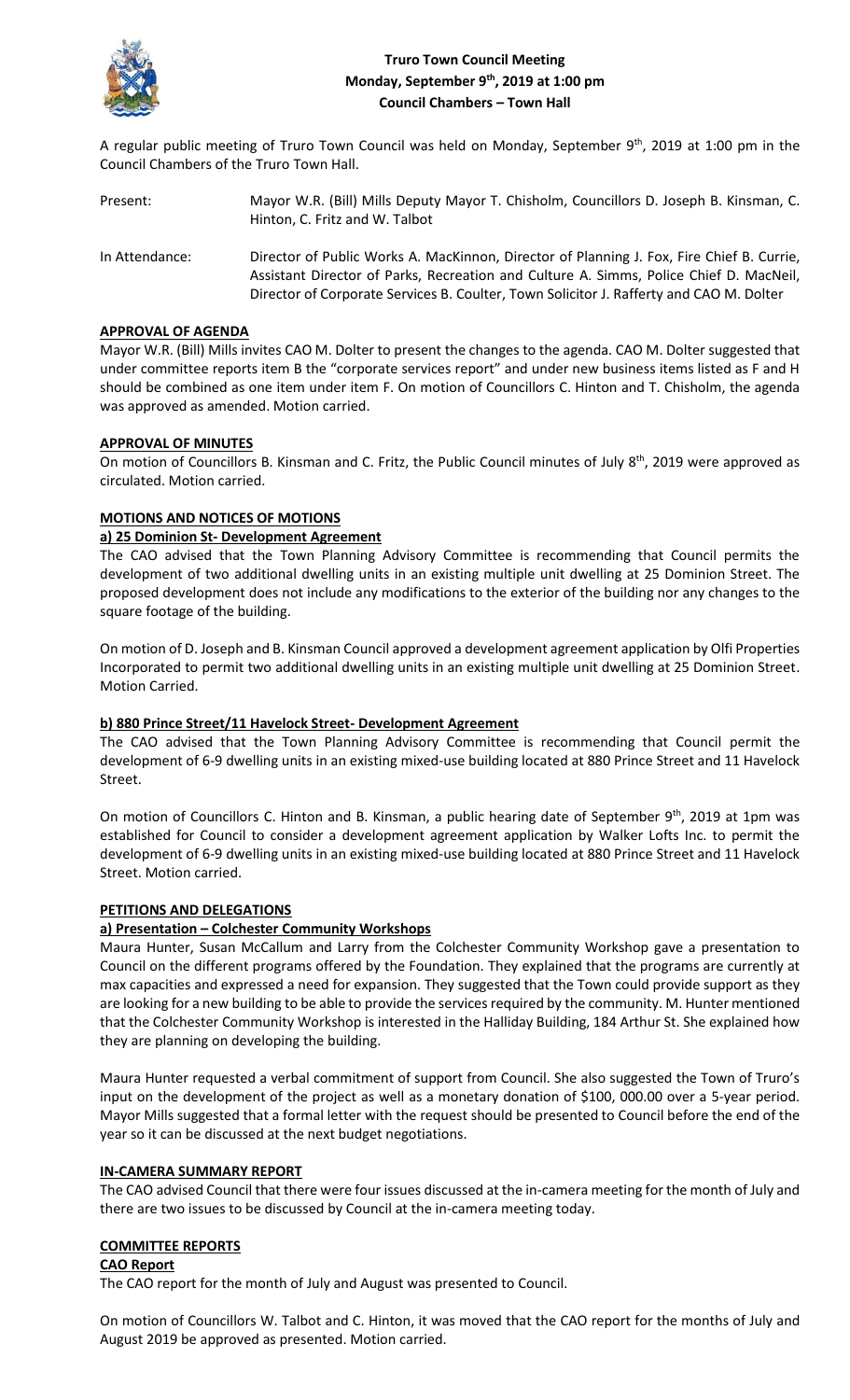# Truro Town Council Meeting
## Monday, September 9th, 2019 at 1:00 pm
## Council Chambers – Town Hall

A regular public meeting of Truro Town Council was held on Monday, September 9th, 2019 at 1:00 pm in the Council Chambers of the Truro Town Hall.

Present: Mayor W.R. (Bill) Mills Deputy Mayor T. Chisholm, Councillors D. Joseph B. Kinsman, C. Hinton, C. Fritz and W. Talbot

In Attendance: Director of Public Works A. MacKinnon, Director of Planning J. Fox, Fire Chief B. Currie, Assistant Director of Parks, Recreation and Culture A. Simms, Police Chief D. MacNeil, Director of Corporate Services B. Coulter, Town Solicitor J. Rafferty and CAO M. Dolter

**APPROVAL OF AGENDA**

Mayor W.R. (Bill) Mills invites CAO M. Dolter to present the changes to the agenda. CAO M. Dolter suggested that under committee reports item B the "corporate services report" and under new business items listed as F and H should be combined as one item under item F. On motion of Councillors C. Hinton and T. Chisholm, the agenda was approved as amended. Motion carried.

**APPROVAL OF MINUTES**

On motion of Councillors B. Kinsman and C. Fritz, the Public Council minutes of July 8th, 2019 were approved as circulated. Motion carried.

**MOTIONS AND NOTICES OF MOTIONS**

**a) 25 Dominion St- Development Agreement**

The CAO advised that the Town Planning Advisory Committee is recommending that Council permits the development of two additional dwelling units in an existing multiple unit dwelling at 25 Dominion Street. The proposed development does not include any modifications to the exterior of the building nor any changes to the square footage of the building.

On motion of D. Joseph and B. Kinsman Council approved a development agreement application by Olfi Properties Incorporated to permit two additional dwelling units in an existing multiple unit dwelling at 25 Dominion Street. Motion Carried.

**b) 880 Prince Street/11 Havelock Street- Development Agreement**

The CAO advised that the Town Planning Advisory Committee is recommending that Council permit the development of 6-9 dwelling units in an existing mixed-use building located at 880 Prince Street and 11 Havelock Street.

On motion of Councillors C. Hinton and B. Kinsman, a public hearing date of September 9th, 2019 at 1pm was established for Council to consider a development agreement application by Walker Lofts Inc. to permit the development of 6-9 dwelling units in an existing mixed-use building located at 880 Prince Street and 11 Havelock Street. Motion carried.

**PETITIONS AND DELEGATIONS**

**a) Presentation – Colchester Community Workshops**

Maura Hunter, Susan McCallum and Larry from the Colchester Community Workshop gave a presentation to Council on the different programs offered by the Foundation. They explained that the programs are currently at max capacities and expressed a need for expansion. They suggested that the Town could provide support as they are looking for a new building to be able to provide the services required by the community. M. Hunter mentioned that the Colchester Community Workshop is interested in the Halliday Building, 184 Arthur St. She explained how they are planning on developing the building.

Maura Hunter requested a verbal commitment of support from Council. She also suggested the Town of Truro's input on the development of the project as well as a monetary donation of $100, 000.00 over a 5-year period. Mayor Mills suggested that a formal letter with the request should be presented to Council before the end of the year so it can be discussed at the next budget negotiations.

**IN-CAMERA SUMMARY REPORT**

The CAO advised Council that there were four issues discussed at the in-camera meeting for the month of July and there are two issues to be discussed by Council at the in-camera meeting today.

**COMMITTEE REPORTS**

**CAO Report**

The CAO report for the month of July and August was presented to Council.

On motion of Councillors W. Talbot and C. Hinton, it was moved that the CAO report for the months of July and August 2019 be approved as presented. Motion carried.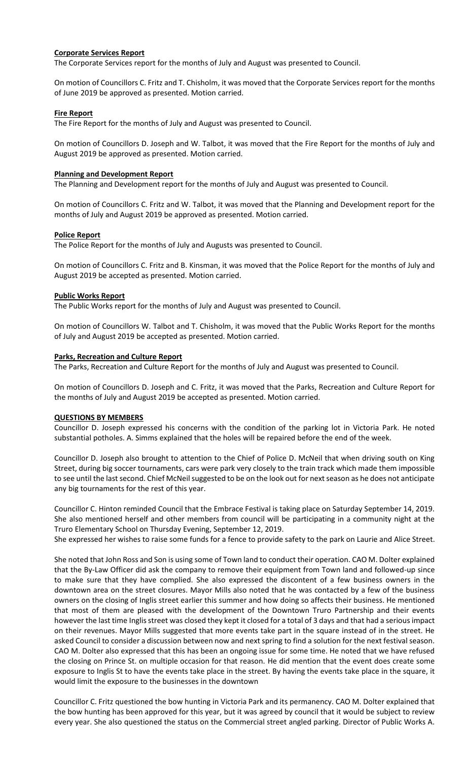**Corporate Services Report**

The Corporate Services report for the months of July and August was presented to Council.

On motion of Councillors C. Fritz and T. Chisholm, it was moved that the Corporate Services report for the months of June 2019 be approved as presented. Motion carried.

**Fire Report**

The Fire Report for the months of July and August was presented to Council.

On motion of Councillors D. Joseph and W. Talbot, it was moved that the Fire Report for the months of July and August 2019 be approved as presented. Motion carried.

**Planning and Development Report**

The Planning and Development report for the months of July and August was presented to Council.

On motion of Councillors C. Fritz and W. Talbot, it was moved that the Planning and Development report for the months of July and August 2019 be approved as presented. Motion carried.

**Police Report**

The Police Report for the months of July and Augusts was presented to Council.

On motion of Councillors C. Fritz and B. Kinsman, it was moved that the Police Report for the months of July and August 2019 be accepted as presented. Motion carried.

**Public Works Report**

The Public Works report for the months of July and August was presented to Council.

On motion of Councillors W. Talbot and T. Chisholm, it was moved that the Public Works Report for the months of July and August 2019 be accepted as presented. Motion carried.

**Parks, Recreation and Culture Report**

The Parks, Recreation and Culture Report for the months of July and August was presented to Council.

On motion of Councillors D. Joseph and C. Fritz, it was moved that the Parks, Recreation and Culture Report for the months of July and August 2019 be accepted as presented. Motion carried.

**QUESTIONS BY MEMBERS**

Councillor D. Joseph expressed his concerns with the condition of the parking lot in Victoria Park. He noted substantial potholes. A. Simms explained that the holes will be repaired before the end of the week.

Councillor D. Joseph also brought to attention to the Chief of Police D. McNeil that when driving south on King Street, during big soccer tournaments, cars were park very closely to the train track which made them impossible to see until the last second. Chief McNeil suggested to be on the look out for next season as he does not anticipate any big tournaments for the rest of this year.

Councillor C. Hinton reminded Council that the Embrace Festival is taking place on Saturday September 14, 2019. She also mentioned herself and other members from council will be participating in a community night at the Truro Elementary School on Thursday Evening, September 12, 2019.
She expressed her wishes to raise some funds for a fence to provide safety to the park on Laurie and Alice Street.

She noted that John Ross and Son is using some of Town land to conduct their operation. CAO M. Dolter explained that the By-Law Officer did ask the company to remove their equipment from Town land and followed-up since to make sure that they have complied. She also expressed the discontent of a few business owners in the downtown area on the street closures. Mayor Mills also noted that he was contacted by a few of the business owners on the closing of Inglis street earlier this summer and how doing so affects their business. He mentioned that most of them are pleased with the development of the Downtown Truro Partnership and their events however the last time Inglis street was closed they kept it closed for a total of 3 days and that had a serious impact on their revenues. Mayor Mills suggested that more events take part in the square instead of in the street. He asked Council to consider a discussion between now and next spring to find a solution for the next festival season. CAO M. Dolter also expressed that this has been an ongoing issue for some time. He noted that we have refused the closing on Prince St. on multiple occasion for that reason. He did mention that the event does create some exposure to Inglis St to have the events take place in the street. By having the events take place in the square, it would limit the exposure to the businesses in the downtown

Councillor C. Fritz questioned the bow hunting in Victoria Park and its permanency. CAO M. Dolter explained that the bow hunting has been approved for this year, but it was agreed by council that it would be subject to review every year. She also questioned the status on the Commercial street angled parking. Director of Public Works A.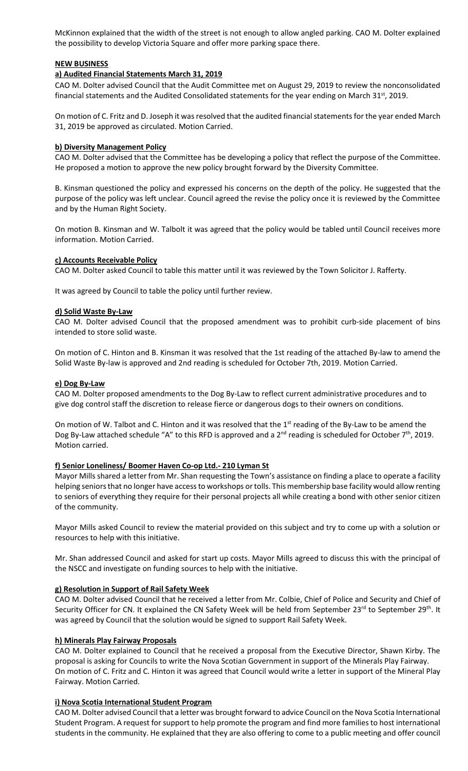McKinnon explained that the width of the street is not enough to allow angled parking. CAO M. Dolter explained the possibility to develop Victoria Square and offer more parking space there.

**NEW BUSINESS**

**a) Audited Financial Statements March 31, 2019**

CAO M. Dolter advised Council that the Audit Committee met on August 29, 2019 to review the nonconsolidated financial statements and the Audited Consolidated statements for the year ending on March 31st, 2019.

On motion of C. Fritz and D. Joseph it was resolved that the audited financial statements for the year ended March 31, 2019 be approved as circulated. Motion Carried.

**b) Diversity Management Policy**

CAO M. Dolter advised that the Committee has be developing a policy that reflect the purpose of the Committee. He proposed a motion to approve the new policy brought forward by the Diversity Committee.

B. Kinsman questioned the policy and expressed his concerns on the depth of the policy. He suggested that the purpose of the policy was left unclear. Council agreed the revise the policy once it is reviewed by the Committee and by the Human Right Society.

On motion B. Kinsman and W. Talbolt it was agreed that the policy would be tabled until Council receives more information. Motion Carried.

**c) Accounts Receivable Policy**

CAO M. Dolter asked Council to table this matter until it was reviewed by the Town Solicitor J. Rafferty.

It was agreed by Council to table the policy until further review.

**d) Solid Waste By-Law**

CAO M. Dolter advised Council that the proposed amendment was to prohibit curb-side placement of bins intended to store solid waste.

On motion of C. Hinton and B. Kinsman it was resolved that the 1st reading of the attached By-law to amend the Solid Waste By-law is approved and 2nd reading is scheduled for October 7th, 2019. Motion Carried.

**e) Dog By-Law**

CAO M. Dolter proposed amendments to the Dog By-Law to reflect current administrative procedures and to give dog control staff the discretion to release fierce or dangerous dogs to their owners on conditions.

On motion of W. Talbot and C. Hinton and it was resolved that the 1st reading of the By-Law to be amend the Dog By-Law attached schedule "A" to this RFD is approved and a 2nd reading is scheduled for October 7th, 2019. Motion carried.

**f) Senior Loneliness/ Boomer Haven Co-op Ltd.- 210 Lyman St**

Mayor Mills shared a letter from Mr. Shan requesting the Town's assistance on finding a place to operate a facility helping seniors that no longer have access to workshops or tolls. This membership base facility would allow renting to seniors of everything they require for their personal projects all while creating a bond with other senior citizen of the community.

Mayor Mills asked Council to review the material provided on this subject and try to come up with a solution or resources to help with this initiative.

Mr. Shan addressed Council and asked for start up costs. Mayor Mills agreed to discuss this with the principal of the NSCC and investigate on funding sources to help with the initiative.

**g) Resolution in Support of Rail Safety Week**

CAO M. Dolter advised Council that he received a letter from Mr. Colbie, Chief of Police and Security and Chief of Security Officer for CN. It explained the CN Safety Week will be held from September 23rd to September 29th. It was agreed by Council that the solution would be signed to support Rail Safety Week.

**h) Minerals Play Fairway Proposals**

CAO M. Dolter explained to Council that he received a proposal from the Executive Director, Shawn Kirby. The proposal is asking for Councils to write the Nova Scotian Government in support of the Minerals Play Fairway. On motion of C. Fritz and C. Hinton it was agreed that Council would write a letter in support of the Mineral Play Fairway. Motion Carried.

**i) Nova Scotia International Student Program**

CAO M. Dolter advised Council that a letter was brought forward to advice Council on the Nova Scotia International Student Program. A request for support to help promote the program and find more families to host international students in the community. He explained that they are also offering to come to a public meeting and offer council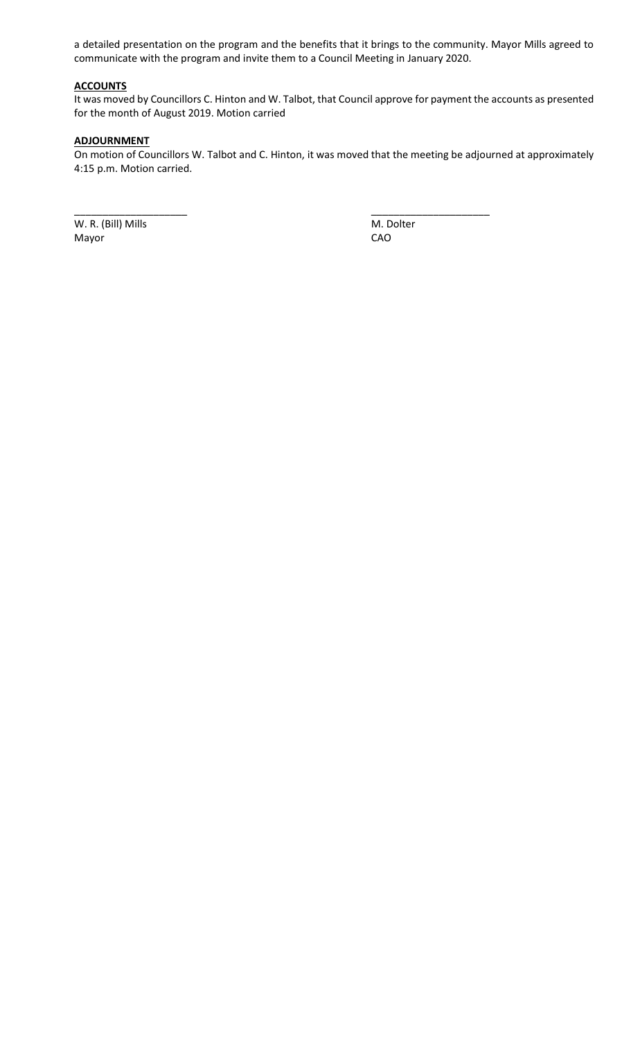a detailed presentation on the program and the benefits that it brings to the community. Mayor Mills agreed to communicate with the program and invite them to a Council Meeting in January 2020.

**ACCOUNTS**

It was moved by Councillors C. Hinton and W. Talbot, that Council approve for payment the accounts as presented for the month of August 2019. Motion carried

**ADJOURNMENT**

On motion of Councillors W. Talbot and C. Hinton, it was moved that the meeting be adjourned at approximately 4:15 p.m. Motion carried.

| | |
|---|---|
| ____________________ | _____________________ |
| W. R. (Bill) Mills | M. Dolter |
| Mayor | CAO |